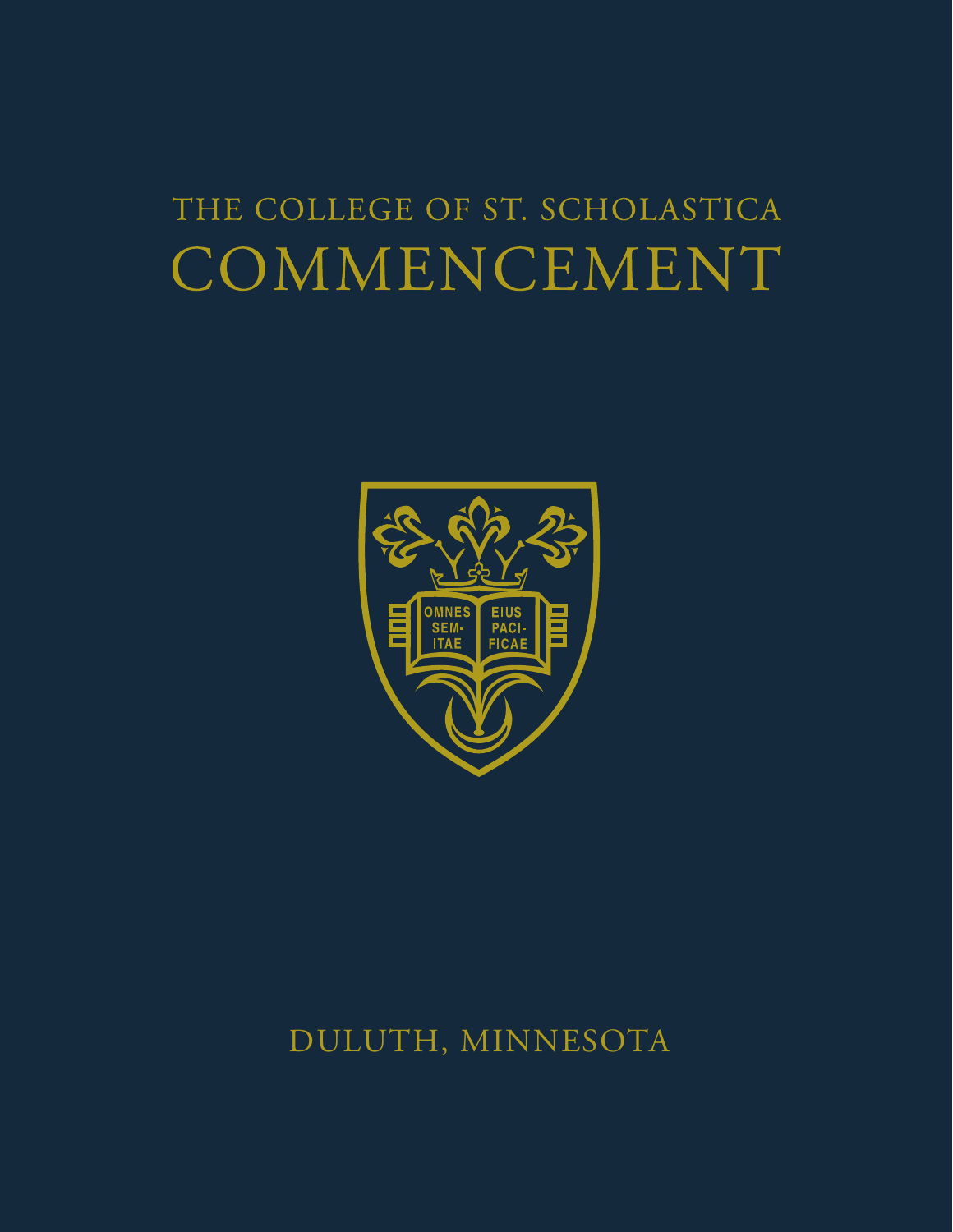THE COLLEGE OF ST. SCHOLASTICA

# COMMENCEMENT

OMNES SEMITAE EIUS PACIFICAE

DULUTH, MINNESOTA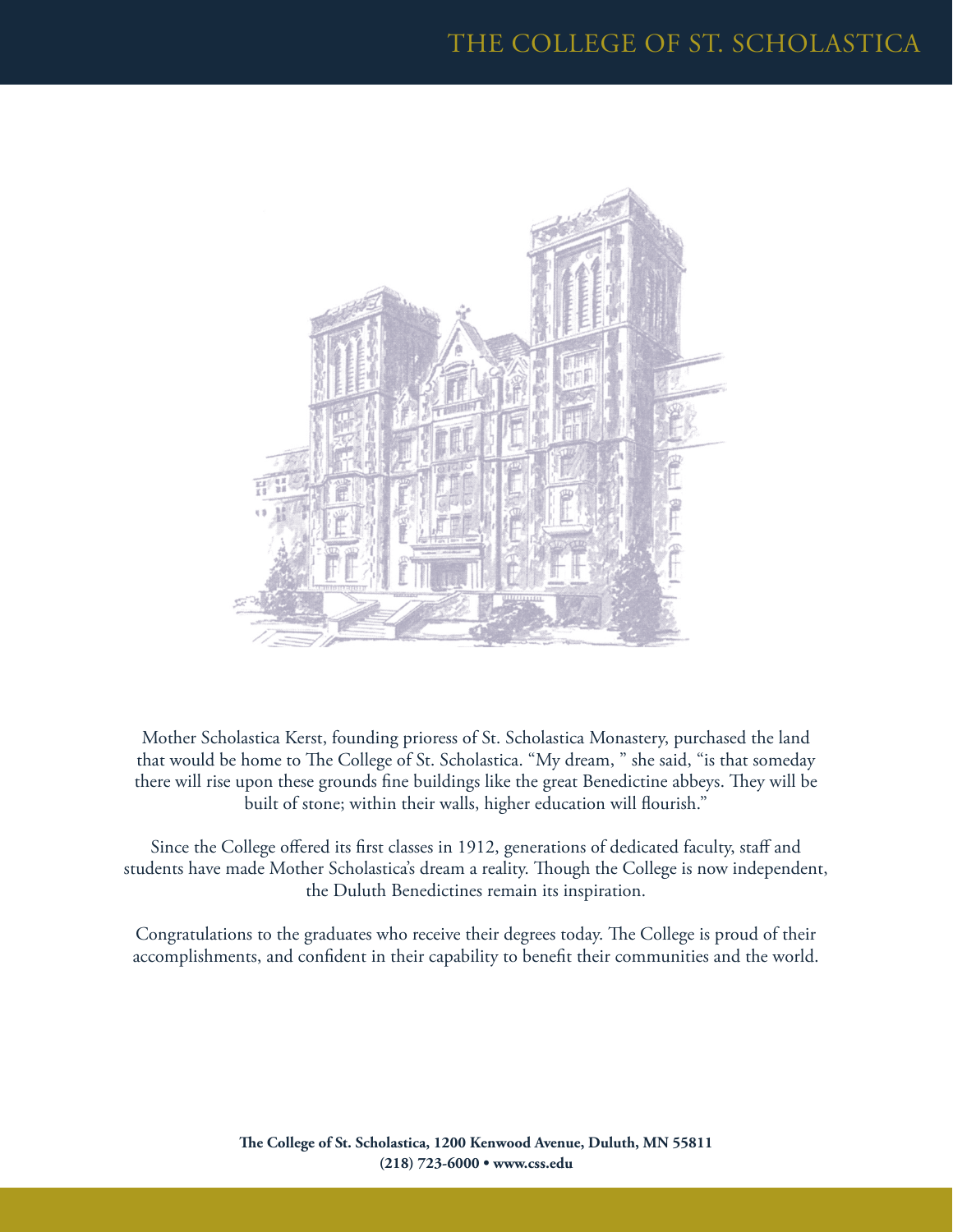# THE COLLEGE OF ST. SCHOLASTICA

Mother Scholastica Kerst, founding prioress of St. Scholastica Monastery, purchased the land that would be home to The College of St. Scholastica. "My dream, " she said, "is that someday there will rise upon these grounds fine buildings like the great Benedictine abbeys. They will be built of stone; within their walls, higher education will flourish."

Since the College offered its first classes in 1912, generations of dedicated faculty, staff and students have made Mother Scholastica's dream a reality. Though the College is now independent, the Duluth Benedictines remain its inspiration.

Congratulations to the graduates who receive their degrees today. The College is proud of their accomplishments, and confident in their capability to benefit their communities and the world.

**The College of St. Scholastica, 1200 Kenwood Avenue, Duluth, MN 55811**
**(218) 723-6000 • www.css.edu**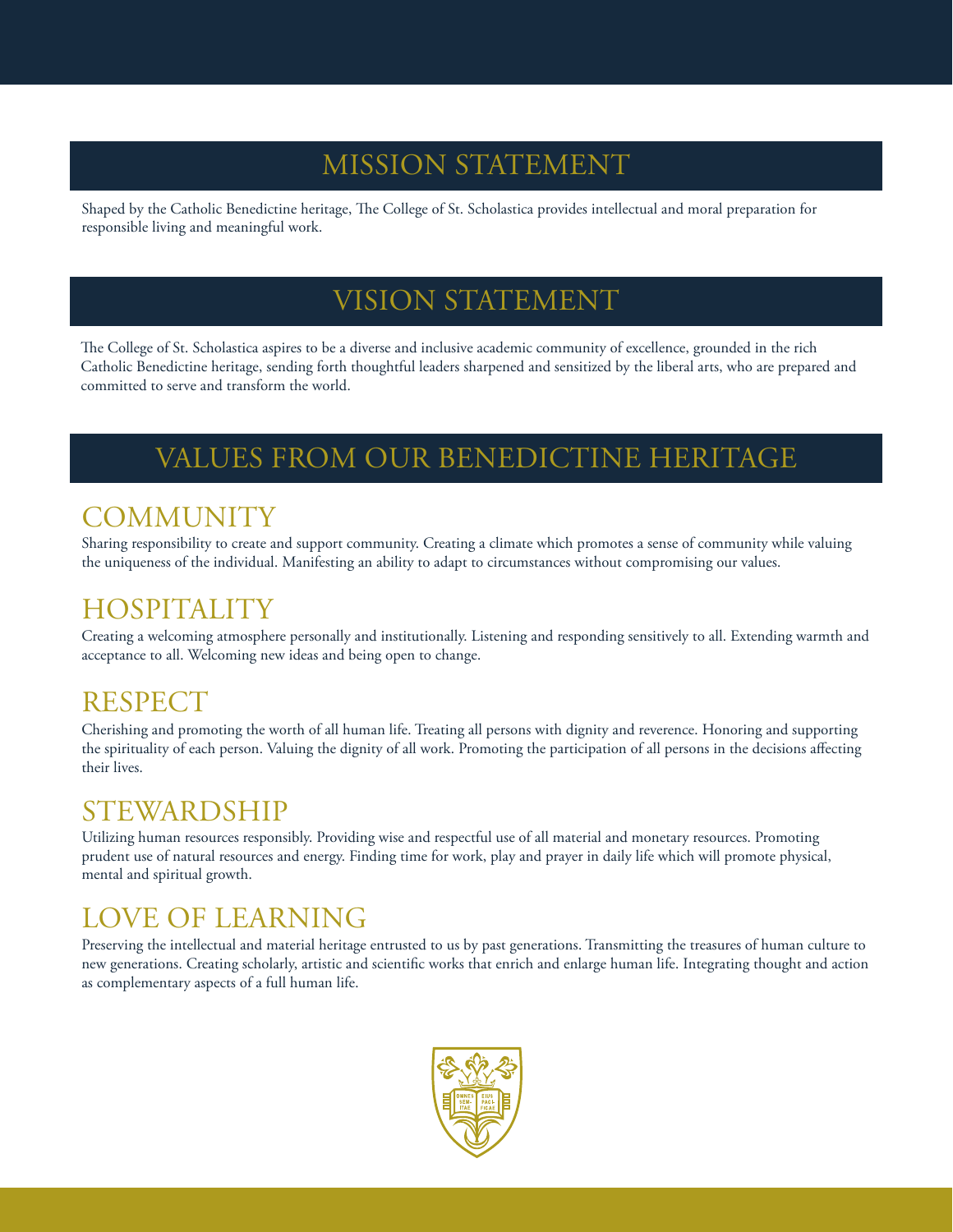## MISSION STATEMENT

Shaped by the Catholic Benedictine heritage, The College of St. Scholastica provides intellectual and moral preparation for responsible living and meaningful work.

## VISION STATEMENT

The College of St. Scholastica aspires to be a diverse and inclusive academic community of excellence, grounded in the rich Catholic Benedictine heritage, sending forth thoughtful leaders sharpened and sensitized by the liberal arts, who are prepared and committed to serve and transform the world.

## VALUES FROM OUR BENEDICTINE HERITAGE

### COMMUNITY

Sharing responsibility to create and support community. Creating a climate which promotes a sense of community while valuing the uniqueness of the individual. Manifesting an ability to adapt to circumstances without compromising our values.

### HOSPITALITY

Creating a welcoming atmosphere personally and institutionally. Listening and responding sensitively to all. Extending warmth and acceptance to all. Welcoming new ideas and being open to change.

### RESPECT

Cherishing and promoting the worth of all human life. Treating all persons with dignity and reverence. Honoring and supporting the spirituality of each person. Valuing the dignity of all work. Promoting the participation of all persons in the decisions affecting their lives.

### STEWARDSHIP

Utilizing human resources responsibly. Providing wise and respectful use of all material and monetary resources. Promoting prudent use of natural resources and energy. Finding time for work, play and prayer in daily life which will promote physical, mental and spiritual growth.

### LOVE OF LEARNING

Preserving the intellectual and material heritage entrusted to us by past generations. Transmitting the treasures of human culture to new generations. Creating scholarly, artistic and scientific works that enrich and enlarge human life. Integrating thought and action as complementary aspects of a full human life.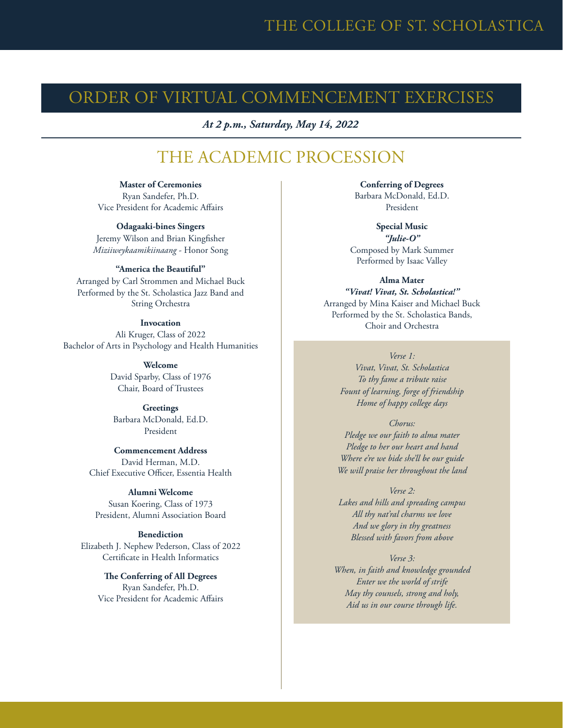# ORDER OF VIRTUAL COMMENCEMENT EXERCISES

***At 2 p.m., Saturday, May 14, 2022***

## THE ACADEMIC PROCESSION

**Master of Ceremonies**
Ryan Sandefer, Ph.D.
Vice President for Academic Affairs

**Odagaaki-bines Singers**
Jeremy Wilson and Brian Kingfisher
*Miziiweykaamikiinaang* - Honor Song

**"America the Beautiful"**
Arranged by Carl Strommen and Michael Buck
Performed by the St. Scholastica Jazz Band and String Orchestra

**Invocation**
Ali Kruger, Class of 2022
Bachelor of Arts in Psychology and Health Humanities

**Welcome**
David Sparby, Class of 1976
Chair, Board of Trustees

**Greetings**
Barbara McDonald, Ed.D.
President

**Commencement Address**
David Herman, M.D.
Chief Executive Officer, Essentia Health

**Alumni Welcome**
Susan Koering, Class of 1973
President, Alumni Association Board

**Benediction**
Elizabeth J. Nephew Pederson, Class of 2022
Certificate in Health Informatics

**The Conferring of All Degrees**
Ryan Sandefer, Ph.D.
Vice President for Academic Affairs

**Conferring of Degrees**
Barbara McDonald, Ed.D.
President

**Special Music**
***"Julie-O"***
Composed by Mark Summer
Performed by Isaac Valley

**Alma Mater**
***"Vivat! Vivat, St. Scholastica!"***
Arranged by Mina Kaiser and Michael Buck
Performed by the St. Scholastica Bands, Choir and Orchestra

*Verse 1:*
*Vivat, Vivat, St. Scholastica*
*To thy fame a tribute raise*
*Fount of learning, forge of friendship*
*Home of happy college days*

*Chorus:*
*Pledge we our faith to alma mater*
*Pledge to her our heart and hand*
*Where e're we bide she'll be our guide*
*We will praise her throughout the land*

*Verse 2:*
*Lakes and hills and spreading campus*
*All thy nat'ral charms we love*
*And we glory in thy greatness*
*Blessed with favors from above*

*Verse 3:*
*When, in faith and knowledge grounded*
*Enter we the world of strife*
*May thy counsels, strong and holy,*
*Aid us in our course through life.*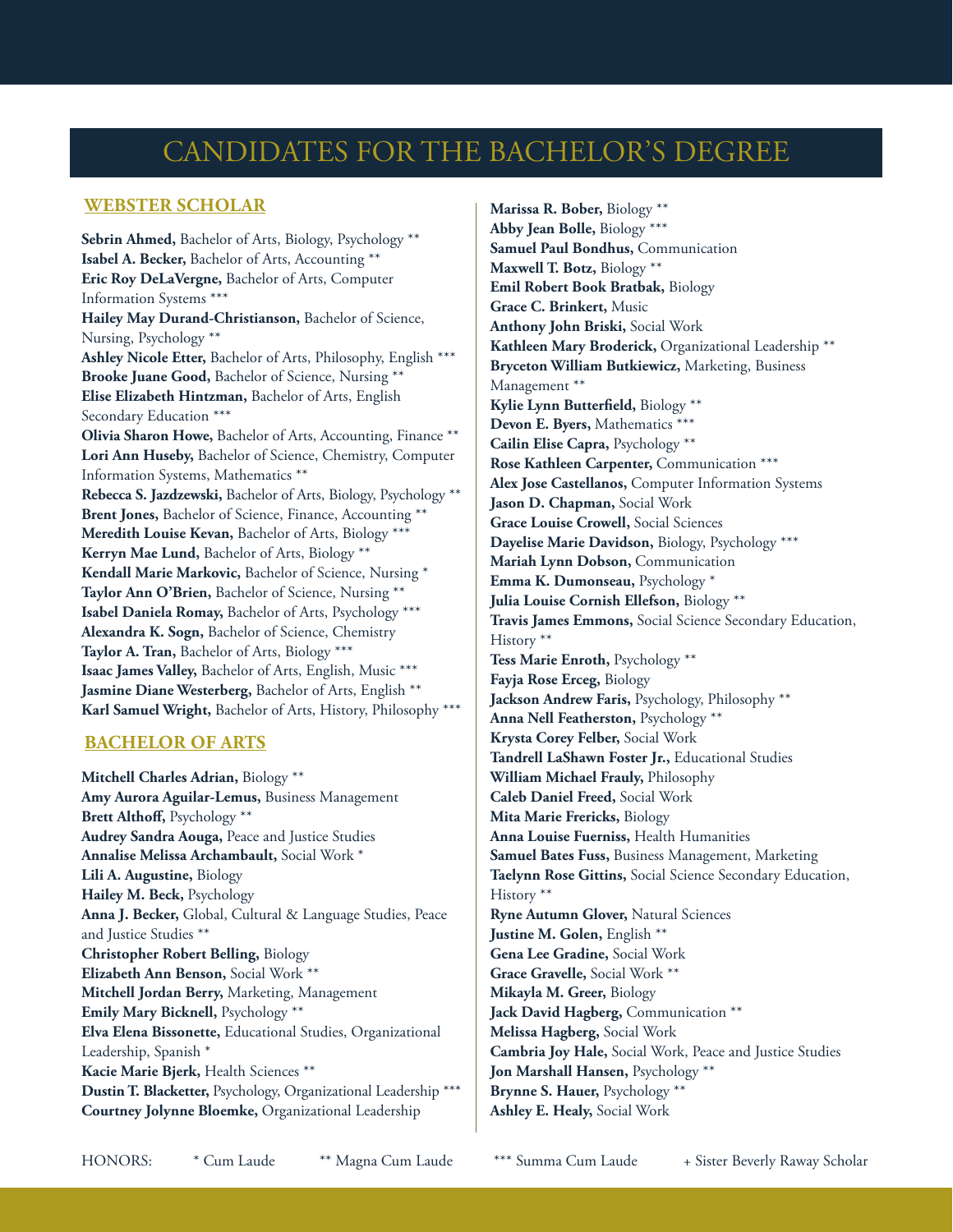# CANDIDATES FOR THE BACHELOR'S DEGREE

## WEBSTER SCHOLAR

**Sebrin Ahmed,** Bachelor of Arts, Biology, Psychology **
**Isabel A. Becker,** Bachelor of Arts, Accounting **
**Eric Roy DeLaVergne,** Bachelor of Arts, Computer Information Systems ***
**Hailey May Durand-Christianson,** Bachelor of Science, Nursing, Psychology **
**Ashley Nicole Etter,** Bachelor of Arts, Philosophy, English ***
**Brooke Juane Good,** Bachelor of Science, Nursing **
**Elise Elizabeth Hintzman,** Bachelor of Arts, English Secondary Education ***
**Olivia Sharon Howe,** Bachelor of Arts, Accounting, Finance **
**Lori Ann Huseby,** Bachelor of Science, Chemistry, Computer Information Systems, Mathematics **
**Rebecca S. Jazdzewski,** Bachelor of Arts, Biology, Psychology **
**Brent Jones,** Bachelor of Science, Finance, Accounting **
**Meredith Louise Kevan,** Bachelor of Arts, Biology ***
**Kerryn Mae Lund,** Bachelor of Arts, Biology **
**Kendall Marie Markovic,** Bachelor of Science, Nursing *
**Taylor Ann O'Brien,** Bachelor of Science, Nursing **
**Isabel Daniela Romay,** Bachelor of Arts, Psychology ***
**Alexandra K. Sogn,** Bachelor of Science, Chemistry
**Taylor A. Tran,** Bachelor of Arts, Biology ***
**Isaac James Valley,** Bachelor of Arts, English, Music ***
**Jasmine Diane Westerberg,** Bachelor of Arts, English **
**Karl Samuel Wright,** Bachelor of Arts, History, Philosophy ***

## BACHELOR OF ARTS

**Mitchell Charles Adrian,** Biology **
**Amy Aurora Aguilar-Lemus,** Business Management
**Brett Althoff,** Psychology **
**Audrey Sandra Aouga,** Peace and Justice Studies
**Annalise Melissa Archambault,** Social Work *
**Lili A. Augustine,** Biology
**Hailey M. Beck,** Psychology
**Anna J. Becker,** Global, Cultural & Language Studies, Peace and Justice Studies **
**Christopher Robert Belling,** Biology
**Elizabeth Ann Benson,** Social Work **
**Mitchell Jordan Berry,** Marketing, Management
**Emily Mary Bicknell,** Psychology **
**Elva Elena Bissonette,** Educational Studies, Organizational Leadership, Spanish *
**Kacie Marie Bjerk,** Health Sciences **
**Dustin T. Blacketter,** Psychology, Organizational Leadership ***
**Courtney Jolynne Bloemke,** Organizational Leadership
**Marissa R. Bober,** Biology **
**Abby Jean Bolle,** Biology ***
**Samuel Paul Bondhus,** Communication
**Maxwell T. Botz,** Biology **
**Emil Robert Book Bratbak,** Biology
**Grace C. Brinkert,** Music
**Anthony John Briski,** Social Work
**Kathleen Mary Broderick,** Organizational Leadership **
**Bryceton William Butkiewicz,** Marketing, Business Management **
**Kylie Lynn Butterfield,** Biology **
**Devon E. Byers,** Mathematics ***
**Cailin Elise Capra,** Psychology **
**Rose Kathleen Carpenter,** Communication ***
**Alex Jose Castellanos,** Computer Information Systems
**Jason D. Chapman,** Social Work
**Grace Louise Crowell,** Social Sciences
**Dayelise Marie Davidson,** Biology, Psychology ***
**Mariah Lynn Dobson,** Communication
**Emma K. Dumonseau,** Psychology *
**Julia Louise Cornish Ellefson,** Biology **
**Travis James Emmons,** Social Science Secondary Education, History **
**Tess Marie Enroth,** Psychology **
**Fayja Rose Erceg,** Biology
**Jackson Andrew Faris,** Psychology, Philosophy **
**Anna Nell Featherston,** Psychology **
**Krysta Corey Felber,** Social Work
**Tandrell LaShawn Foster Jr.,** Educational Studies
**William Michael Frauly,** Philosophy
**Caleb Daniel Freed,** Social Work
**Mita Marie Frericks,** Biology
**Anna Louise Fuerniss,** Health Humanities
**Samuel Bates Fuss,** Business Management, Marketing
**Taelynn Rose Gittins,** Social Science Secondary Education, History **
**Ryne Autumn Glover,** Natural Sciences
**Justine M. Golen,** English **
**Gena Lee Gradine,** Social Work
**Grace Gravelle,** Social Work **
**Mikayla M. Greer,** Biology
**Jack David Hagberg,** Communication **
**Melissa Hagberg,** Social Work
**Cambria Joy Hale,** Social Work, Peace and Justice Studies
**Jon Marshall Hansen,** Psychology **
**Brynne S. Hauer,** Psychology **
**Ashley E. Healy,** Social Work

HONORS: * Cum Laude ** Magna Cum Laude *** Summa Cum Laude + Sister Beverly Raway Scholar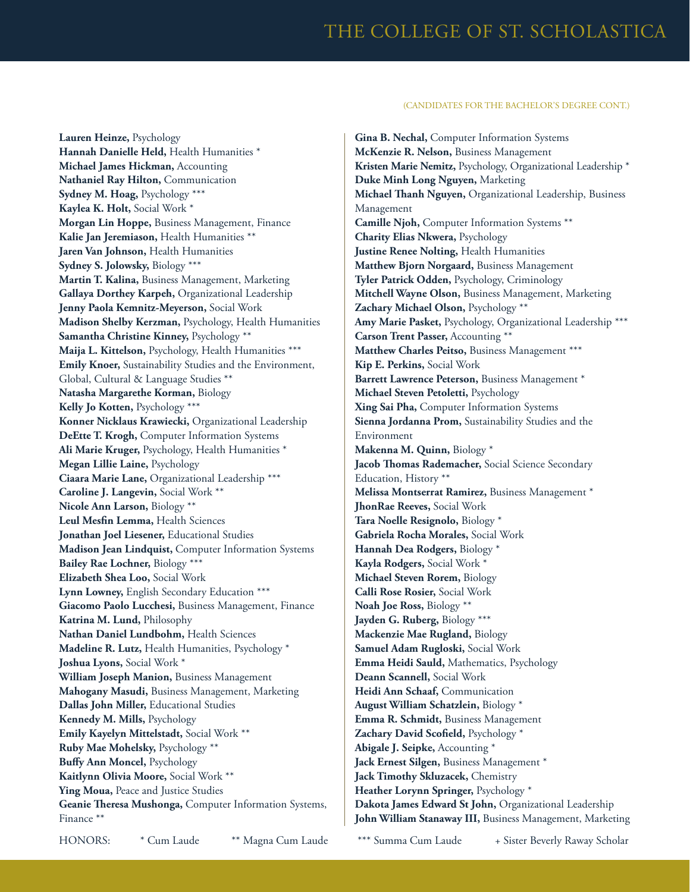(CANDIDATES FOR THE BACHELOR'S DEGREE CONT.)

**Lauren Heinze,** Psychology
**Hannah Danielle Held,** Health Humanities *
**Michael James Hickman,** Accounting
**Nathaniel Ray Hilton,** Communication
**Sydney M. Hoag,** Psychology ***
**Kaylea K. Holt,** Social Work *
**Morgan Lin Hoppe,** Business Management, Finance
**Kalie Jan Jeremiason,** Health Humanities **
**Jaren Van Johnson,** Health Humanities
**Sydney S. Jolowsky,** Biology ***
**Martin T. Kalina,** Business Management, Marketing
**Gallaya Dorthey Karpeh,** Organizational Leadership
**Jenny Paola Kemnitz-Meyerson,** Social Work
**Madison Shelby Kerzman,** Psychology, Health Humanities
**Samantha Christine Kinney,** Psychology **
**Maija L. Kittelson,** Psychology, Health Humanities ***
**Emily Knoer,** Sustainability Studies and the Environment, Global, Cultural & Language Studies **
**Natasha Margarethe Korman,** Biology
**Kelly Jo Kotten,** Psychology ***
**Konner Nicklaus Krawiecki,** Organizational Leadership
**DeEtte T. Krogh,** Computer Information Systems
**Ali Marie Kruger,** Psychology, Health Humanities *
**Megan Lillie Laine,** Psychology
**Ciaara Marie Lane,** Organizational Leadership ***
**Caroline J. Langevin,** Social Work **
**Nicole Ann Larson,** Biology **
**Leul Mesfin Lemma,** Health Sciences
**Jonathan Joel Liesener,** Educational Studies
**Madison Jean Lindquist,** Computer Information Systems
**Bailey Rae Lochner,** Biology ***
**Elizabeth Shea Loo,** Social Work
**Lynn Lowney,** English Secondary Education ***
**Giacomo Paolo Lucchesi,** Business Management, Finance
**Katrina M. Lund,** Philosophy
**Nathan Daniel Lundbohm,** Health Sciences
**Madeline R. Lutz,** Health Humanities, Psychology *
**Joshua Lyons,** Social Work *
**William Joseph Manion,** Business Management
**Mahogany Masudi,** Business Management, Marketing
**Dallas John Miller,** Educational Studies
**Kennedy M. Mills,** Psychology
**Emily Kayelyn Mittelstadt,** Social Work **
**Ruby Mae Mohelsky,** Psychology **
**Buffy Ann Moncel,** Psychology
**Kaitlynn Olivia Moore,** Social Work **
**Ying Moua,** Peace and Justice Studies
**Geanie Theresa Mushonga,** Computer Information Systems, Finance **
**Gina B. Nechal,** Computer Information Systems
**McKenzie R. Nelson,** Business Management
**Kristen Marie Nemitz,** Psychology, Organizational Leadership *
**Duke Minh Long Nguyen,** Marketing
**Michael Thanh Nguyen,** Organizational Leadership, Business Management
**Camille Njoh,** Computer Information Systems **
**Charity Elias Nkwera,** Psychology
**Justine Renee Nolting,** Health Humanities
**Matthew Bjorn Norgaard,** Business Management
**Tyler Patrick Odden,** Psychology, Criminology
**Mitchell Wayne Olson,** Business Management, Marketing
**Zachary Michael Olson,** Psychology **
**Amy Marie Pasket,** Psychology, Organizational Leadership ***
**Carson Trent Passer,** Accounting **
**Matthew Charles Peitso,** Business Management ***
**Kip E. Perkins,** Social Work
**Barrett Lawrence Peterson,** Business Management *
**Michael Steven Petoletti,** Psychology
**Xing Sai Pha,** Computer Information Systems
**Sienna Jordanna Prom,** Sustainability Studies and the Environment
**Makenna M. Quinn,** Biology *
**Jacob Thomas Rademacher,** Social Science Secondary Education, History **
**Melissa Montserrat Ramirez,** Business Management *
**JhonRae Reeves,** Social Work
**Tara Noelle Resignolo,** Biology *
**Gabriela Rocha Morales,** Social Work
**Hannah Dea Rodgers,** Biology *
**Kayla Rodgers,** Social Work *
**Michael Steven Rorem,** Biology
**Calli Rose Rosier,** Social Work
**Noah Joe Ross,** Biology **
**Jayden G. Ruberg,** Biology ***
**Mackenzie Mae Rugland,** Biology
**Samuel Adam Rugloski,** Social Work
**Emma Heidi Sauld,** Mathematics, Psychology
**Deann Scannell,** Social Work
**Heidi Ann Schaaf,** Communication
**August William Schatzlein,** Biology *
**Emma R. Schmidt,** Business Management
**Zachary David Scofield,** Psychology *
**Abigale J. Seipke,** Accounting *
**Jack Ernest Silgen,** Business Management *
**Jack Timothy Skluzacek,** Chemistry
**Heather Lorynn Springer,** Psychology *
**Dakota James Edward St John,** Organizational Leadership
**John William Stanaway III,** Business Management, Marketing

HONORS: * Cum Laude ** Magna Cum Laude *** Summa Cum Laude + Sister Beverly Raway Scholar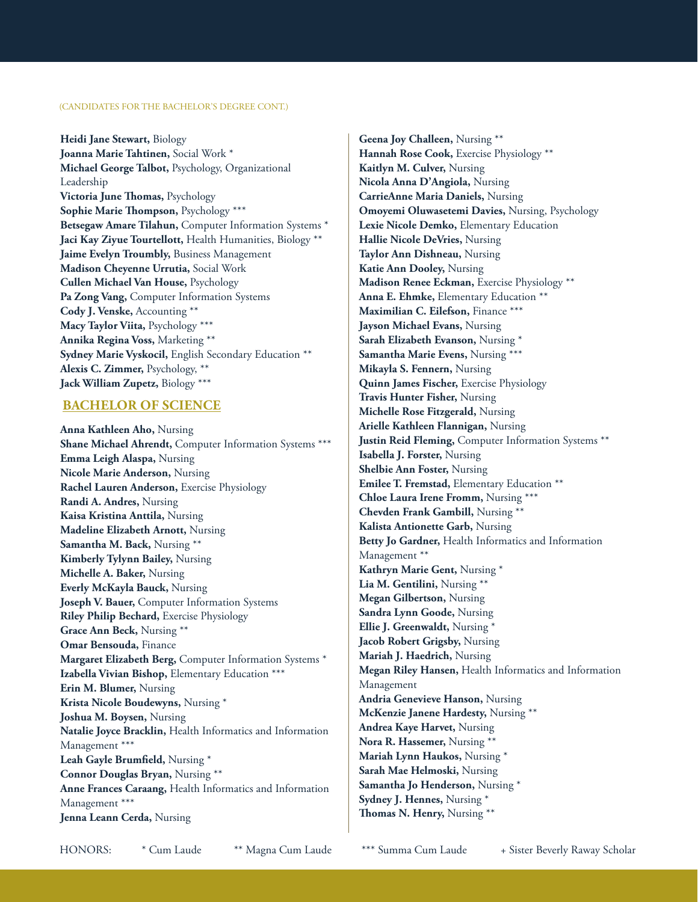(CANDIDATES FOR THE BACHELOR'S DEGREE CONT.)

**Heidi Jane Stewart,** Biology
**Joanna Marie Tahtinen,** Social Work *
**Michael George Talbot,** Psychology, Organizational Leadership
**Victoria June Thomas,** Psychology
**Sophie Marie Thompson,** Psychology ***
**Betsegaw Amare Tilahun,** Computer Information Systems *
**Jaci Kay Ziyue Tourtellott,** Health Humanities, Biology **
**Jaime Evelyn Troumbly,** Business Management
**Madison Cheyenne Urrutia,** Social Work
**Cullen Michael Van House,** Psychology
**Pa Zong Vang,** Computer Information Systems
**Cody J. Venske,** Accounting **
**Macy Taylor Viita,** Psychology ***
**Annika Regina Voss,** Marketing **
**Sydney Marie Vyskocil,** English Secondary Education **
**Alexis C. Zimmer,** Psychology, **
**Jack William Zupetz,** Biology ***

## BACHELOR OF SCIENCE

**Anna Kathleen Aho,** Nursing
**Shane Michael Ahrendt,** Computer Information Systems ***
**Emma Leigh Alaspa,** Nursing
**Nicole Marie Anderson,** Nursing
**Rachel Lauren Anderson,** Exercise Physiology
**Randi A. Andres,** Nursing
**Kaisa Kristina Anttila,** Nursing
**Madeline Elizabeth Arnott,** Nursing
**Samantha M. Back,** Nursing **
**Kimberly Tylynn Bailey,** Nursing
**Michelle A. Baker,** Nursing
**Everly McKayla Bauck,** Nursing
**Joseph V. Bauer,** Computer Information Systems
**Riley Philip Bechard,** Exercise Physiology
**Grace Ann Beck,** Nursing **
**Omar Bensouda,** Finance
**Margaret Elizabeth Berg,** Computer Information Systems *
**Izabella Vivian Bishop,** Elementary Education ***
**Erin M. Blumer,** Nursing
**Krista Nicole Boudewyns,** Nursing *
**Joshua M. Boysen,** Nursing
**Natalie Joyce Bracklin,** Health Informatics and Information Management ***
**Leah Gayle Brumfield,** Nursing *
**Connor Douglas Bryan,** Nursing **
**Anne Frances Caraang,** Health Informatics and Information Management ***
**Jenna Leann Cerda,** Nursing
**Geena Joy Challeen,** Nursing **
**Hannah Rose Cook,** Exercise Physiology **
**Kaitlyn M. Culver,** Nursing
**Nicola Anna D'Angiola,** Nursing
**CarrieAnne Maria Daniels,** Nursing
**Omoyemi Oluwasetemi Davies,** Nursing, Psychology
**Lexie Nicole Demko,** Elementary Education
**Hallie Nicole DeVries,** Nursing
**Taylor Ann Dishneau,** Nursing
**Katie Ann Dooley,** Nursing
**Madison Renee Eckman,** Exercise Physiology **
**Anna E. Ehmke,** Elementary Education **
**Maximilian C. Eilefson,** Finance ***
**Jayson Michael Evans,** Nursing
**Sarah Elizabeth Evanson,** Nursing *
**Samantha Marie Evens,** Nursing ***
**Mikayla S. Fennern,** Nursing
**Quinn James Fischer,** Exercise Physiology
**Travis Hunter Fisher,** Nursing
**Michelle Rose Fitzgerald,** Nursing
**Arielle Kathleen Flannigan,** Nursing
**Justin Reid Fleming,** Computer Information Systems **
**Isabella J. Forster,** Nursing
**Shelbie Ann Foster,** Nursing
**Emilee T. Fremstad,** Elementary Education **
**Chloe Laura Irene Fromm,** Nursing ***
**Chevden Frank Gambill,** Nursing **
**Kalista Antionette Garb,** Nursing
**Betty Jo Gardner,** Health Informatics and Information Management **
**Kathryn Marie Gent,** Nursing *
**Lia M. Gentilini,** Nursing **
**Megan Gilbertson,** Nursing
**Sandra Lynn Goode,** Nursing
**Ellie J. Greenwaldt,** Nursing *
**Jacob Robert Grigsby,** Nursing
**Mariah J. Haedrich,** Nursing
**Megan Riley Hansen,** Health Informatics and Information Management
**Andria Genevieve Hanson,** Nursing
**McKenzie Janene Hardesty,** Nursing **
**Andrea Kaye Harvet,** Nursing
**Nora R. Hassemer,** Nursing **
**Mariah Lynn Haukos,** Nursing *
**Sarah Mae Helmoski,** Nursing
**Samantha Jo Henderson,** Nursing *
**Sydney J. Hennes,** Nursing *
**Thomas N. Henry,** Nursing **

HONORS: * Cum Laude ** Magna Cum Laude *** Summa Cum Laude + Sister Beverly Raway Scholar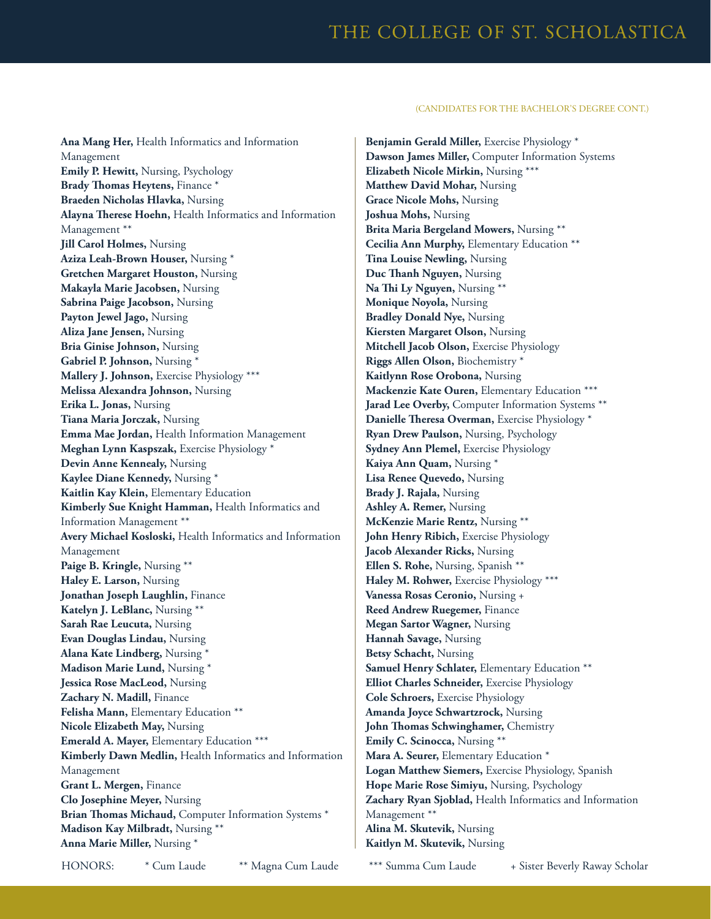(CANDIDATES FOR THE BACHELOR'S DEGREE CONT.)

**Ana Mang Her,** Health Informatics and Information Management
**Emily P. Hewitt,** Nursing, Psychology
**Brady Thomas Heytens,** Finance *
**Braeden Nicholas Hlavka,** Nursing
**Alayna Therese Hoehn,** Health Informatics and Information Management **
**Jill Carol Holmes,** Nursing
**Aziza Leah-Brown Houser,** Nursing *
**Gretchen Margaret Houston,** Nursing
**Makayla Marie Jacobsen,** Nursing
**Sabrina Paige Jacobson,** Nursing
**Payton Jewel Jago,** Nursing
**Aliza Jane Jensen,** Nursing
**Bria Ginise Johnson,** Nursing
**Gabriel P. Johnson,** Nursing *
**Mallery J. Johnson,** Exercise Physiology ***
**Melissa Alexandra Johnson,** Nursing
**Erika L. Jonas,** Nursing
**Tiana Maria Jorczak,** Nursing
**Emma Mae Jordan,** Health Information Management
**Meghan Lynn Kaspszak,** Exercise Physiology *
**Devin Anne Kennealy,** Nursing
**Kaylee Diane Kennedy,** Nursing *
**Kaitlin Kay Klein,** Elementary Education
**Kimberly Sue Knight Hamman,** Health Informatics and Information Management **
**Avery Michael Kosloski,** Health Informatics and Information Management
**Paige B. Kringle,** Nursing **
**Haley E. Larson,** Nursing
**Jonathan Joseph Laughlin,** Finance
**Katelyn J. LeBlanc,** Nursing **
**Sarah Rae Leucuta,** Nursing
**Evan Douglas Lindau,** Nursing
**Alana Kate Lindberg,** Nursing *
**Madison Marie Lund,** Nursing *
**Jessica Rose MacLeod,** Nursing
**Zachary N. Madill,** Finance
**Felisha Mann,** Elementary Education **
**Nicole Elizabeth May,** Nursing
**Emerald A. Mayer,** Elementary Education ***
**Kimberly Dawn Medlin,** Health Informatics and Information Management
**Grant L. Mergen,** Finance
**Clo Josephine Meyer,** Nursing
**Brian Thomas Michaud,** Computer Information Systems *
**Madison Kay Milbradt,** Nursing **
**Anna Marie Miller,** Nursing *
**Benjamin Gerald Miller,** Exercise Physiology *
**Dawson James Miller,** Computer Information Systems
**Elizabeth Nicole Mirkin,** Nursing ***
**Matthew David Mohar,** Nursing
**Grace Nicole Mohs,** Nursing
**Joshua Mohs,** Nursing
**Brita Maria Bergeland Mowers,** Nursing **
**Cecilia Ann Murphy,** Elementary Education **
**Tina Louise Newling,** Nursing
**Duc Thanh Nguyen,** Nursing
**Na Thi Ly Nguyen,** Nursing **
**Monique Noyola,** Nursing
**Bradley Donald Nye,** Nursing
**Kiersten Margaret Olson,** Nursing
**Mitchell Jacob Olson,** Exercise Physiology
**Riggs Allen Olson,** Biochemistry *
**Kaitlynn Rose Orobona,** Nursing
**Mackenzie Kate Ouren,** Elementary Education ***
**Jarad Lee Overby,** Computer Information Systems **
**Danielle Theresa Overman,** Exercise Physiology *
**Ryan Drew Paulson,** Nursing, Psychology
**Sydney Ann Plemel,** Exercise Physiology
**Kaiya Ann Quam,** Nursing *
**Lisa Renee Quevedo,** Nursing
**Brady J. Rajala,** Nursing
**Ashley A. Remer,** Nursing
**McKenzie Marie Rentz,** Nursing **
**John Henry Ribich,** Exercise Physiology
**Jacob Alexander Ricks,** Nursing
**Ellen S. Rohe,** Nursing, Spanish **
**Haley M. Rohwer,** Exercise Physiology ***
**Vanessa Rosas Ceronio,** Nursing +
**Reed Andrew Ruegemer,** Finance
**Megan Sartor Wagner,** Nursing
**Hannah Savage,** Nursing
**Betsy Schacht,** Nursing
**Samuel Henry Schlater,** Elementary Education **
**Elliot Charles Schneider,** Exercise Physiology
**Cole Schroers,** Exercise Physiology
**Amanda Joyce Schwartzrock,** Nursing
**John Thomas Schwinghamer,** Chemistry
**Emily C. Scinocca,** Nursing **
**Mara A. Seurer,** Elementary Education *
**Logan Matthew Siemers,** Exercise Physiology, Spanish
**Hope Marie Rose Simiyu,** Nursing, Psychology
**Zachary Ryan Sjoblad,** Health Informatics and Information Management **
**Alina M. Skutevik,** Nursing
**Kaitlyn M. Skutevik,** Nursing

HONORS: * Cum Laude ** Magna Cum Laude *** Summa Cum Laude + Sister Beverly Raway Scholar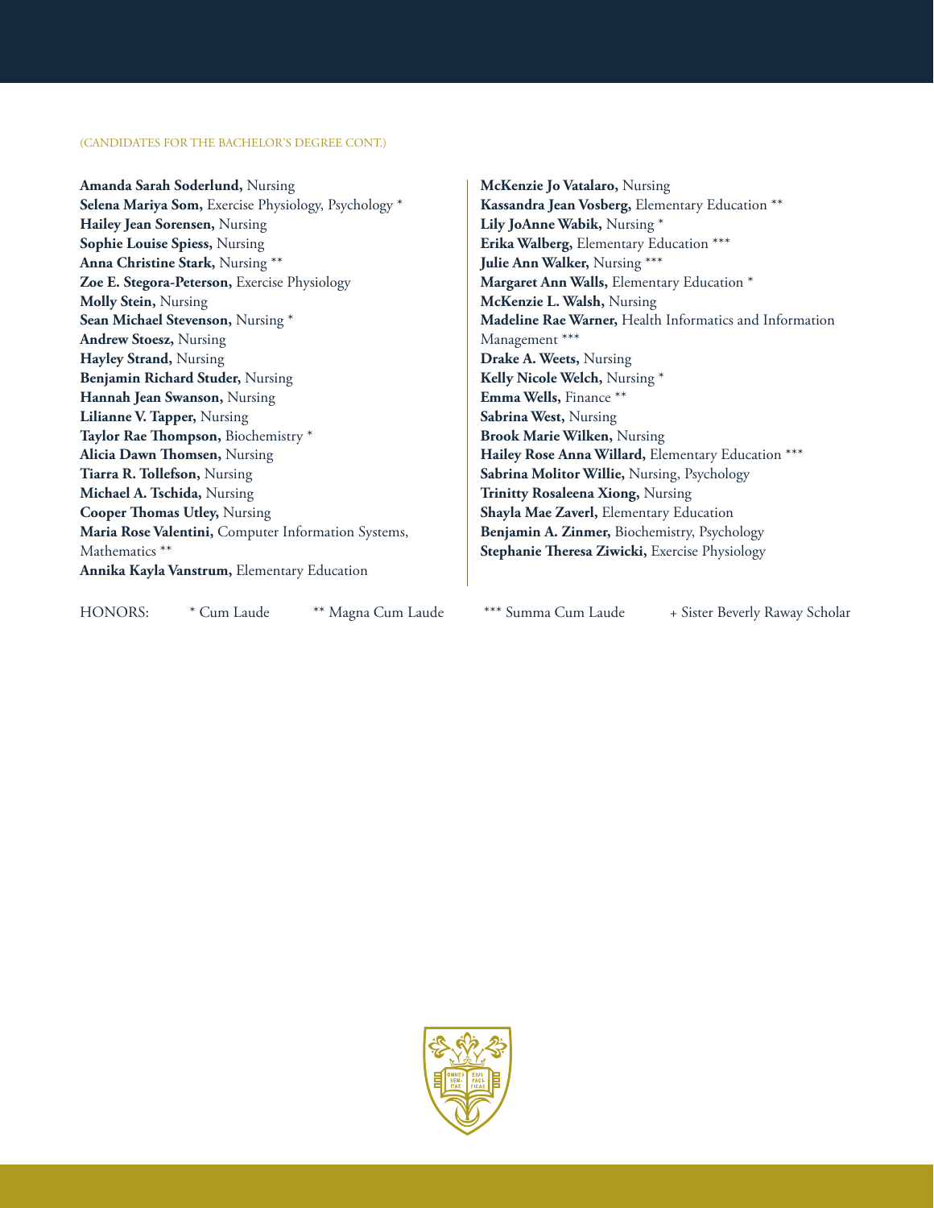(CANDIDATES FOR THE BACHELOR'S DEGREE CONT.)

**Amanda Sarah Soderlund,** Nursing
**Selena Mariya Som,** Exercise Physiology, Psychology *
**Hailey Jean Sorensen,** Nursing
**Sophie Louise Spiess,** Nursing
**Anna Christine Stark,** Nursing **
**Zoe E. Stegora-Peterson,** Exercise Physiology
**Molly Stein,** Nursing
**Sean Michael Stevenson,** Nursing *
**Andrew Stoesz,** Nursing
**Hayley Strand,** Nursing
**Benjamin Richard Studer,** Nursing
**Hannah Jean Swanson,** Nursing
**Lilianne V. Tapper,** Nursing
**Taylor Rae Thompson,** Biochemistry *
**Alicia Dawn Thomsen,** Nursing
**Tiarra R. Tollefson,** Nursing
**Michael A. Tschida,** Nursing
**Cooper Thomas Utley,** Nursing
**Maria Rose Valentini,** Computer Information Systems, Mathematics **
**Annika Kayla Vanstrum,** Elementary Education
**McKenzie Jo Vatalaro,** Nursing
**Kassandra Jean Vosberg,** Elementary Education **
**Lily JoAnne Wabik,** Nursing *
**Erika Walberg,** Elementary Education ***
**Julie Ann Walker,** Nursing ***
**Margaret Ann Walls,** Elementary Education *
**McKenzie L. Walsh,** Nursing
**Madeline Rae Warner,** Health Informatics and Information Management ***
**Drake A. Weets,** Nursing
**Kelly Nicole Welch,** Nursing *
**Emma Wells,** Finance **
**Sabrina West,** Nursing
**Brook Marie Wilken,** Nursing
**Hailey Rose Anna Willard,** Elementary Education ***
**Sabrina Molitor Willie,** Nursing, Psychology
**Trinitty Rosaleena Xiong,** Nursing
**Shayla Mae Zaverl,** Elementary Education
**Benjamin A. Zinmer,** Biochemistry, Psychology
**Stephanie Theresa Ziwicki,** Exercise Physiology

HONORS: * Cum Laude ** Magna Cum Laude *** Summa Cum Laude + Sister Beverly Raway Scholar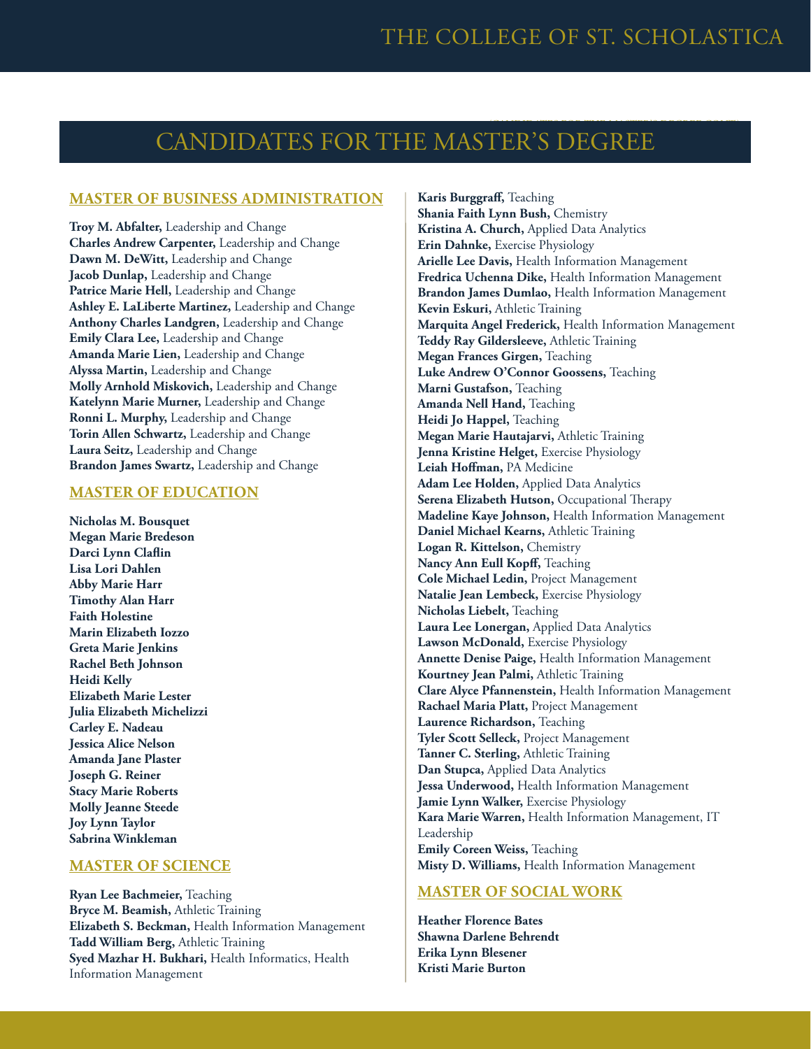# CANDIDATES FOR THE MASTER'S DEGREE

## MASTER OF BUSINESS ADMINISTRATION

**Troy M. Abfalter,** Leadership and Change
**Charles Andrew Carpenter,** Leadership and Change
**Dawn M. DeWitt,** Leadership and Change
**Jacob Dunlap,** Leadership and Change
**Patrice Marie Hell,** Leadership and Change
**Ashley E. LaLiberte Martinez,** Leadership and Change
**Anthony Charles Landgren,** Leadership and Change
**Emily Clara Lee,** Leadership and Change
**Amanda Marie Lien,** Leadership and Change
**Alyssa Martin,** Leadership and Change
**Molly Arnhold Miskovich,** Leadership and Change
**Katelynn Marie Murner,** Leadership and Change
**Ronni L. Murphy,** Leadership and Change
**Torin Allen Schwartz,** Leadership and Change
**Laura Seitz,** Leadership and Change
**Brandon James Swartz,** Leadership and Change

## MASTER OF EDUCATION

**Nicholas M. Bousquet**
**Megan Marie Bredeson**
**Darci Lynn Claflin**
**Lisa Lori Dahlen**
**Abby Marie Harr**
**Timothy Alan Harr**
**Faith Holestine**
**Marin Elizabeth Iozzo**
**Greta Marie Jenkins**
**Rachel Beth Johnson**
**Heidi Kelly**
**Elizabeth Marie Lester**
**Julia Elizabeth Michelizzi**
**Carley E. Nadeau**
**Jessica Alice Nelson**
**Amanda Jane Plaster**
**Joseph G. Reiner**
**Stacy Marie Roberts**
**Molly Jeanne Steede**
**Joy Lynn Taylor**
**Sabrina Winkleman**

## MASTER OF SCIENCE

**Ryan Lee Bachmeier,** Teaching
**Bryce M. Beamish,** Athletic Training
**Elizabeth S. Beckman,** Health Information Management
**Tadd William Berg,** Athletic Training
**Syed Mazhar H. Bukhari,** Health Informatics, Health Information Management
**Karis Burggraff,** Teaching
**Shania Faith Lynn Bush,** Chemistry
**Kristina A. Church,** Applied Data Analytics
**Erin Dahnke,** Exercise Physiology
**Arielle Lee Davis,** Health Information Management
**Fredrica Uchenna Dike,** Health Information Management
**Brandon James Dumlao,** Health Information Management
**Kevin Eskuri,** Athletic Training
**Marquita Angel Frederick,** Health Information Management
**Teddy Ray Gildersleeve,** Athletic Training
**Megan Frances Girgen,** Teaching
**Luke Andrew O'Connor Goossens,** Teaching
**Marni Gustafson,** Teaching
**Amanda Nell Hand,** Teaching
**Heidi Jo Happel,** Teaching
**Megan Marie Hautajarvi,** Athletic Training
**Jenna Kristine Helget,** Exercise Physiology
**Leiah Hoffman,** PA Medicine
**Adam Lee Holden,** Applied Data Analytics
**Serena Elizabeth Hutson,** Occupational Therapy
**Madeline Kaye Johnson,** Health Information Management
**Daniel Michael Kearns,** Athletic Training
**Logan R. Kittelson,** Chemistry
**Nancy Ann Eull Kopff,** Teaching
**Cole Michael Ledin,** Project Management
**Natalie Jean Lembeck,** Exercise Physiology
**Nicholas Liebelt,** Teaching
**Laura Lee Lonergan,** Applied Data Analytics
**Lawson McDonald,** Exercise Physiology
**Annette Denise Paige,** Health Information Management
**Kourtney Jean Palmi,** Athletic Training
**Clare Alyce Pfannenstein,** Health Information Management
**Rachael Maria Platt,** Project Management
**Laurence Richardson,** Teaching
**Tyler Scott Selleck,** Project Management
**Tanner C. Sterling,** Athletic Training
**Dan Stupca,** Applied Data Analytics
**Jessa Underwood,** Health Information Management
**Jamie Lynn Walker,** Exercise Physiology
**Kara Marie Warren,** Health Information Management, IT Leadership
**Emily Coreen Weiss,** Teaching
**Misty D. Williams,** Health Information Management

## MASTER OF SOCIAL WORK

**Heather Florence Bates**
**Shawna Darlene Behrendt**
**Erika Lynn Blesener**
**Kristi Marie Burton**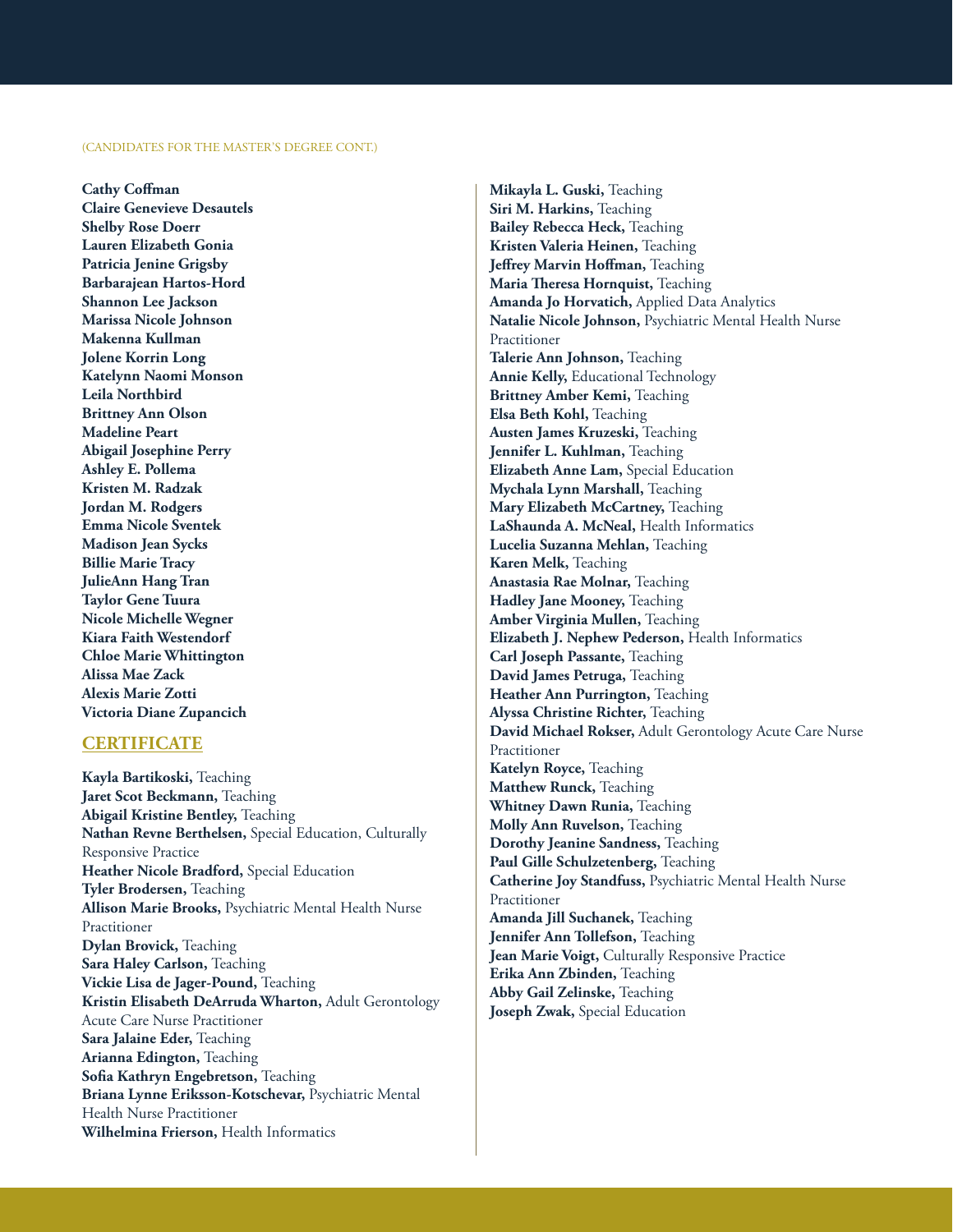(CANDIDATES FOR THE MASTER'S DEGREE CONT.)

**Cathy Coffman**
**Claire Genevieve Desautels**
**Shelby Rose Doerr**
**Lauren Elizabeth Gonia**
**Patricia Jenine Grigsby**
**Barbarajean Hartos-Hord**
**Shannon Lee Jackson**
**Marissa Nicole Johnson**
**Makenna Kullman**
**Jolene Korrin Long**
**Katelynn Naomi Monson**
**Leila Northbird**
**Brittney Ann Olson**
**Madeline Peart**
**Abigail Josephine Perry**
**Ashley E. Pollema**
**Kristen M. Radzak**
**Jordan M. Rodgers**
**Emma Nicole Sventek**
**Madison Jean Sycks**
**Billie Marie Tracy**
**JulieAnn Hang Tran**
**Taylor Gene Tuura**
**Nicole Michelle Wegner**
**Kiara Faith Westendorf**
**Chloe Marie Whittington**
**Alissa Mae Zack**
**Alexis Marie Zotti**
**Victoria Diane Zupancich**

## CERTIFICATE

**Kayla Bartikoski,** Teaching
**Jaret Scot Beckmann,** Teaching
**Abigail Kristine Bentley,** Teaching
**Nathan Revne Berthelsen,** Special Education, Culturally Responsive Practice
**Heather Nicole Bradford,** Special Education
**Tyler Brodersen,** Teaching
**Allison Marie Brooks,** Psychiatric Mental Health Nurse Practitioner
**Dylan Brovick,** Teaching
**Sara Haley Carlson,** Teaching
**Vickie Lisa de Jager-Pound,** Teaching
**Kristin Elisabeth DeArruda Wharton,** Adult Gerontology Acute Care Nurse Practitioner
**Sara Jalaine Eder,** Teaching
**Arianna Edington,** Teaching
**Sofia Kathryn Engebretson,** Teaching
**Briana Lynne Eriksson-Kotschevar,** Psychiatric Mental Health Nurse Practitioner
**Wilhelmina Frierson,** Health Informatics
**Mikayla L. Guski,** Teaching
**Siri M. Harkins,** Teaching
**Bailey Rebecca Heck,** Teaching
**Kristen Valeria Heinen,** Teaching
**Jeffrey Marvin Hoffman,** Teaching
**Maria Theresa Hornquist,** Teaching
**Amanda Jo Horvatich,** Applied Data Analytics
**Natalie Nicole Johnson,** Psychiatric Mental Health Nurse Practitioner
**Talerie Ann Johnson,** Teaching
**Annie Kelly,** Educational Technology
**Brittney Amber Kemi,** Teaching
**Elsa Beth Kohl,** Teaching
**Austen James Kruzeski,** Teaching
**Jennifer L. Kuhlman,** Teaching
**Elizabeth Anne Lam,** Special Education
**Mychala Lynn Marshall,** Teaching
**Mary Elizabeth McCartney,** Teaching
**LaShaunda A. McNeal,** Health Informatics
**Lucelia Suzanna Mehlan,** Teaching
**Karen Melk,** Teaching
**Anastasia Rae Molnar,** Teaching
**Hadley Jane Mooney,** Teaching
**Amber Virginia Mullen,** Teaching
**Elizabeth J. Nephew Pederson,** Health Informatics
**Carl Joseph Passante,** Teaching
**David James Petruga,** Teaching
**Heather Ann Purrington,** Teaching
**Alyssa Christine Richter,** Teaching
**David Michael Rokser,** Adult Gerontology Acute Care Nurse Practitioner
**Katelyn Royce,** Teaching
**Matthew Runck,** Teaching
**Whitney Dawn Runia,** Teaching
**Molly Ann Ruvelson,** Teaching
**Dorothy Jeanine Sandness,** Teaching
**Paul Gille Schulzetenberg,** Teaching
**Catherine Joy Standfuss,** Psychiatric Mental Health Nurse Practitioner
**Amanda Jill Suchanek,** Teaching
**Jennifer Ann Tollefson,** Teaching
**Jean Marie Voigt,** Culturally Responsive Practice
**Erika Ann Zbinden,** Teaching
**Abby Gail Zelinske,** Teaching
**Joseph Zwak,** Special Education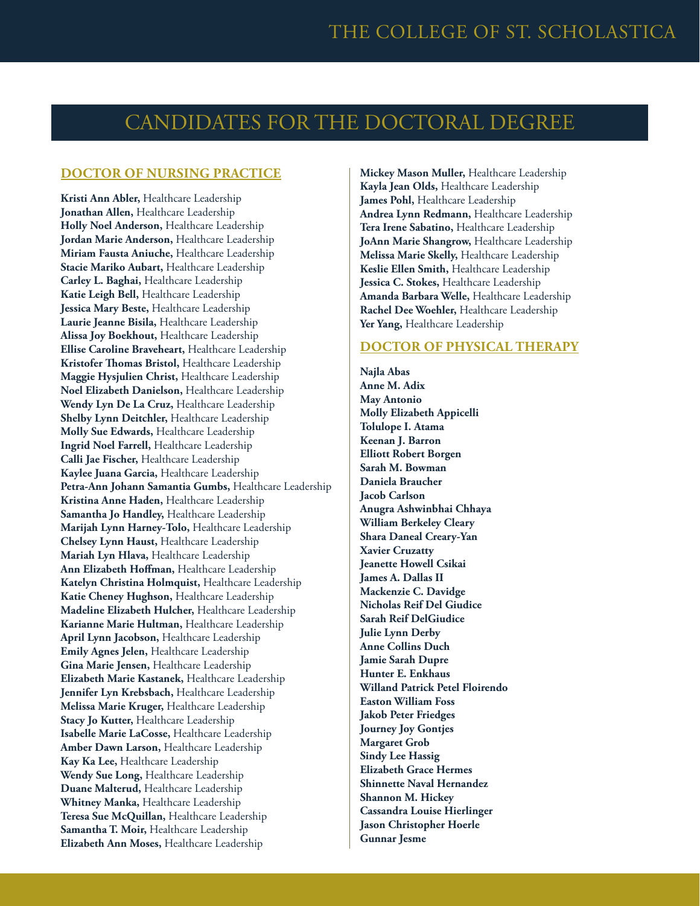# CANDIDATES FOR THE DOCTORAL DEGREE

## DOCTOR OF NURSING PRACTICE

**Kristi Ann Abler,** Healthcare Leadership
**Jonathan Allen,** Healthcare Leadership
**Holly Noel Anderson,** Healthcare Leadership
**Jordan Marie Anderson,** Healthcare Leadership
**Miriam Fausta Aniuche,** Healthcare Leadership
**Stacie Mariko Aubart,** Healthcare Leadership
**Carley L. Baghai,** Healthcare Leadership
**Katie Leigh Bell,** Healthcare Leadership
**Jessica Mary Beste,** Healthcare Leadership
**Laurie Jeanne Bisila,** Healthcare Leadership
**Alissa Joy Boekhout,** Healthcare Leadership
**Ellise Caroline Braveheart,** Healthcare Leadership
**Kristofer Thomas Bristol,** Healthcare Leadership
**Maggie Hysjulien Christ,** Healthcare Leadership
**Noel Elizabeth Danielson,** Healthcare Leadership
**Wendy Lyn De La Cruz,** Healthcare Leadership
**Shelby Lynn Deitchler,** Healthcare Leadership
**Molly Sue Edwards,** Healthcare Leadership
**Ingrid Noel Farrell,** Healthcare Leadership
**Calli Jae Fischer,** Healthcare Leadership
**Kaylee Juana Garcia,** Healthcare Leadership
**Petra-Ann Johann Samantia Gumbs,** Healthcare Leadership
**Kristina Anne Haden,** Healthcare Leadership
**Samantha Jo Handley,** Healthcare Leadership
**Marijah Lynn Harney-Tolo,** Healthcare Leadership
**Chelsey Lynn Haust,** Healthcare Leadership
**Mariah Lyn Hlava,** Healthcare Leadership
**Ann Elizabeth Hoffman,** Healthcare Leadership
**Katelyn Christina Holmquist,** Healthcare Leadership
**Katie Cheney Hughson,** Healthcare Leadership
**Madeline Elizabeth Hulcher,** Healthcare Leadership
**Karianne Marie Hultman,** Healthcare Leadership
**April Lynn Jacobson,** Healthcare Leadership
**Emily Agnes Jelen,** Healthcare Leadership
**Gina Marie Jensen,** Healthcare Leadership
**Elizabeth Marie Kastanek,** Healthcare Leadership
**Jennifer Lyn Krebsbach,** Healthcare Leadership
**Melissa Marie Kruger,** Healthcare Leadership
**Stacy Jo Kutter,** Healthcare Leadership
**Isabelle Marie LaCosse,** Healthcare Leadership
**Amber Dawn Larson,** Healthcare Leadership
**Kay Ka Lee,** Healthcare Leadership
**Wendy Sue Long,** Healthcare Leadership
**Duane Malterud,** Healthcare Leadership
**Whitney Manka,** Healthcare Leadership
**Teresa Sue McQuillan,** Healthcare Leadership
**Samantha T. Moir,** Healthcare Leadership
**Elizabeth Ann Moses,** Healthcare Leadership
**Mickey Mason Muller,** Healthcare Leadership
**Kayla Jean Olds,** Healthcare Leadership
**James Pohl,** Healthcare Leadership
**Andrea Lynn Redmann,** Healthcare Leadership
**Tera Irene Sabatino,** Healthcare Leadership
**JoAnn Marie Shangrow,** Healthcare Leadership
**Melissa Marie Skelly,** Healthcare Leadership
**Keslie Ellen Smith,** Healthcare Leadership
**Jessica C. Stokes,** Healthcare Leadership
**Amanda Barbara Welle,** Healthcare Leadership
**Rachel Dee Woehler,** Healthcare Leadership
**Yer Yang,** Healthcare Leadership

## DOCTOR OF PHYSICAL THERAPY

**Najla Abas**
**Anne M. Adix**
**May Antonio**
**Molly Elizabeth Appicelli**
**Tolulope I. Atama**
**Keenan J. Barron**
**Elliott Robert Borgen**
**Sarah M. Bowman**
**Daniela Braucher**
**Jacob Carlson**
**Anugra Ashwinbhai Chhaya**
**William Berkeley Cleary**
**Shara Daneal Creary-Yan**
**Xavier Cruzatty**
**Jeanette Howell Csikai**
**James A. Dallas II**
**Mackenzie C. Davidge**
**Nicholas Reif Del Giudice**
**Sarah Reif DelGiudice**
**Julie Lynn Derby**
**Anne Collins Duch**
**Jamie Sarah Dupre**
**Hunter E. Enkhaus**
**Willand Patrick Petel Floirendo**
**Easton William Foss**
**Jakob Peter Friedges**
**Journey Joy Gontjes**
**Margaret Grob**
**Sindy Lee Hassig**
**Elizabeth Grace Hermes**
**Shinnette Naval Hernandez**
**Shannon M. Hickey**
**Cassandra Louise Hierlinger**
**Jason Christopher Hoerle**
**Gunnar Jesme**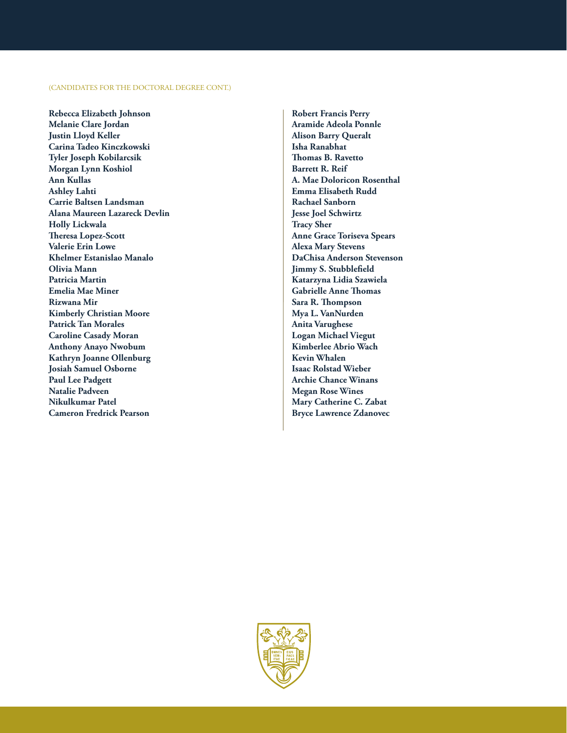(CANDIDATES FOR THE DOCTORAL DEGREE CONT.)

**Rebecca Elizabeth Johnson**
**Melanie Clare Jordan**
**Justin Lloyd Keller**
**Carina Tadeo Kinczkowski**
**Tyler Joseph Kobilarcsik**
**Morgan Lynn Koshiol**
**Ann Kullas**
**Ashley Lahti**
**Carrie Baltsen Landsman**
**Alana Maureen Lazareck Devlin**
**Holly Lickwala**
**Theresa Lopez-Scott**
**Valerie Erin Lowe**
**Khelmer Estanislao Manalo**
**Olivia Mann**
**Patricia Martin**
**Emelia Mae Miner**
**Rizwana Mir**
**Kimberly Christian Moore**
**Patrick Tan Morales**
**Caroline Casady Moran**
**Anthony Anayo Nwobum**
**Kathryn Joanne Ollenburg**
**Josiah Samuel Osborne**
**Paul Lee Padgett**
**Natalie Padveen**
**Nikulkumar Patel**
**Cameron Fredrick Pearson**
**Robert Francis Perry**
**Aramide Adeola Ponnle**
**Alison Barry Queralt**
**Isha Ranabhat**
**Thomas B. Ravetto**
**Barrett R. Reif**
**A. Mae Doloricon Rosenthal**
**Emma Elisabeth Rudd**
**Rachael Sanborn**
**Jesse Joel Schwirtz**
**Tracy Sher**
**Anne Grace Toriseva Spears**
**Alexa Mary Stevens**
**DaChisa Anderson Stevenson**
**Jimmy S. Stubblefield**
**Katarzyna Lidia Szawiela**
**Gabrielle Anne Thomas**
**Sara R. Thompson**
**Mya L. VanNurden**
**Anita Varughese**
**Logan Michael Viegut**
**Kimberlee Abrio Wach**
**Kevin Whalen**
**Isaac Rolstad Wieber**
**Archie Chance Winans**
**Megan Rose Wines**
**Mary Catherine C. Zabat**
**Bryce Lawrence Zdanovec**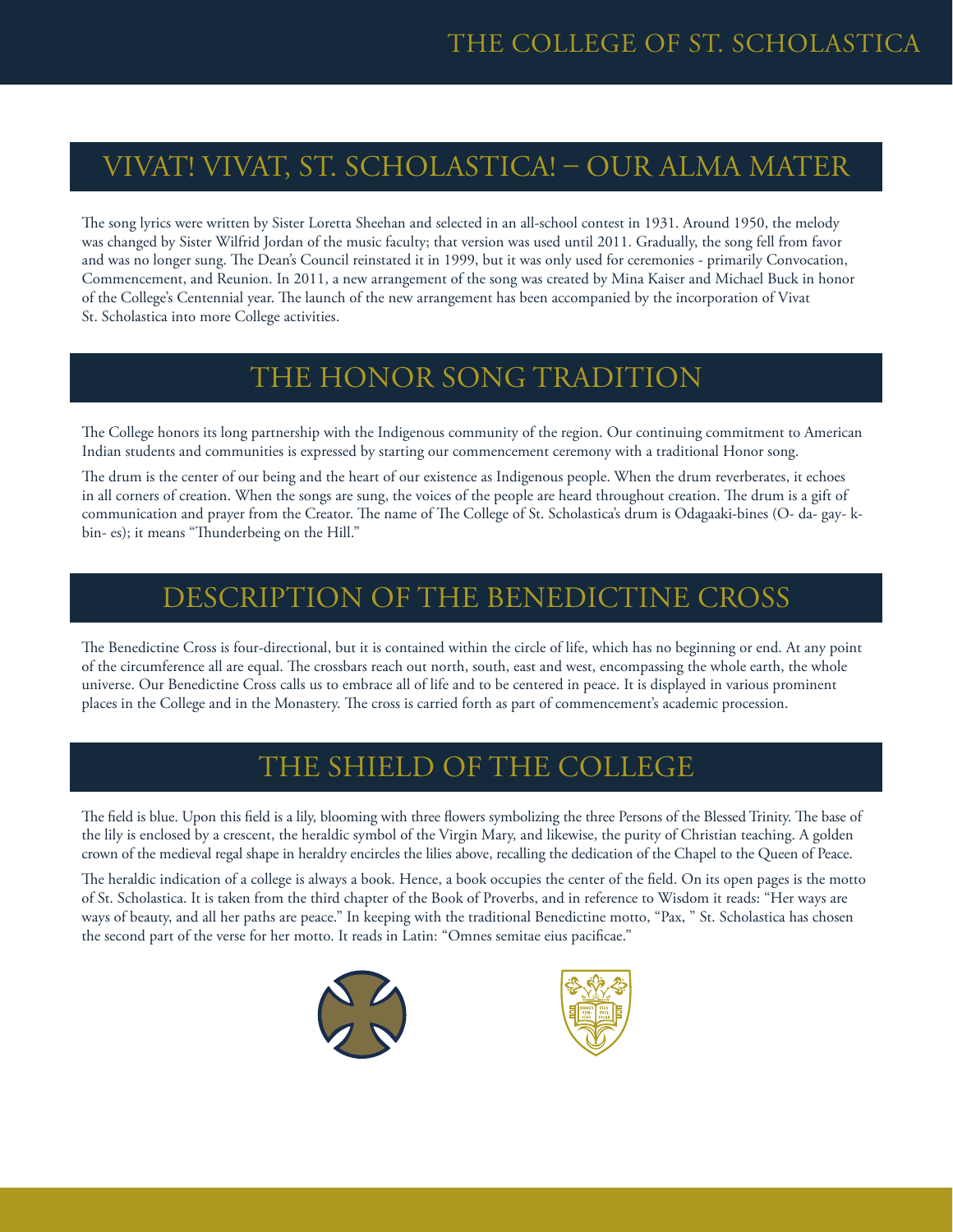## VIVAT! VIVAT, ST. SCHOLASTICA! – OUR ALMA MATER

The song lyrics were written by Sister Loretta Sheehan and selected in an all-school contest in 1931. Around 1950, the melody was changed by Sister Wilfrid Jordan of the music faculty; that version was used until 2011. Gradually, the song fell from favor and was no longer sung. The Dean's Council reinstated it in 1999, but it was only used for ceremonies - primarily Convocation, Commencement, and Reunion. In 2011, a new arrangement of the song was created by Mina Kaiser and Michael Buck in honor of the College's Centennial year. The launch of the new arrangement has been accompanied by the incorporation of Vivat St. Scholastica into more College activities.

## THE HONOR SONG TRADITION

The College honors its long partnership with the Indigenous community of the region. Our continuing commitment to American Indian students and communities is expressed by starting our commencement ceremony with a traditional Honor song.

The drum is the center of our being and the heart of our existence as Indigenous people. When the drum reverberates, it echoes in all corners of creation. When the songs are sung, the voices of the people are heard throughout creation. The drum is a gift of communication and prayer from the Creator. The name of The College of St. Scholastica's drum is Odagaaki-bines (O- da- gay- k-bin- es); it means "Thunderbeing on the Hill."

## DESCRIPTION OF THE BENEDICTINE CROSS

The Benedictine Cross is four-directional, but it is contained within the circle of life, which has no beginning or end. At any point of the circumference all are equal. The crossbars reach out north, south, east and west, encompassing the whole earth, the whole universe. Our Benedictine Cross calls us to embrace all of life and to be centered in peace. It is displayed in various prominent places in the College and in the Monastery. The cross is carried forth as part of commencement's academic procession.

## THE SHIELD OF THE COLLEGE

The field is blue. Upon this field is a lily, blooming with three flowers symbolizing the three Persons of the Blessed Trinity. The base of the lily is enclosed by a crescent, the heraldic symbol of the Virgin Mary, and likewise, the purity of Christian teaching. A golden crown of the medieval regal shape in heraldry encircles the lilies above, recalling the dedication of the Chapel to the Queen of Peace.

The heraldic indication of a college is always a book. Hence, a book occupies the center of the field. On its open pages is the motto of St. Scholastica. It is taken from the third chapter of the Book of Proverbs, and in reference to Wisdom it reads: "Her ways are ways of beauty, and all her paths are peace." In keeping with the traditional Benedictine motto, "Pax, " St. Scholastica has chosen the second part of the verse for her motto. It reads in Latin: "Omnes semitae eius pacificae."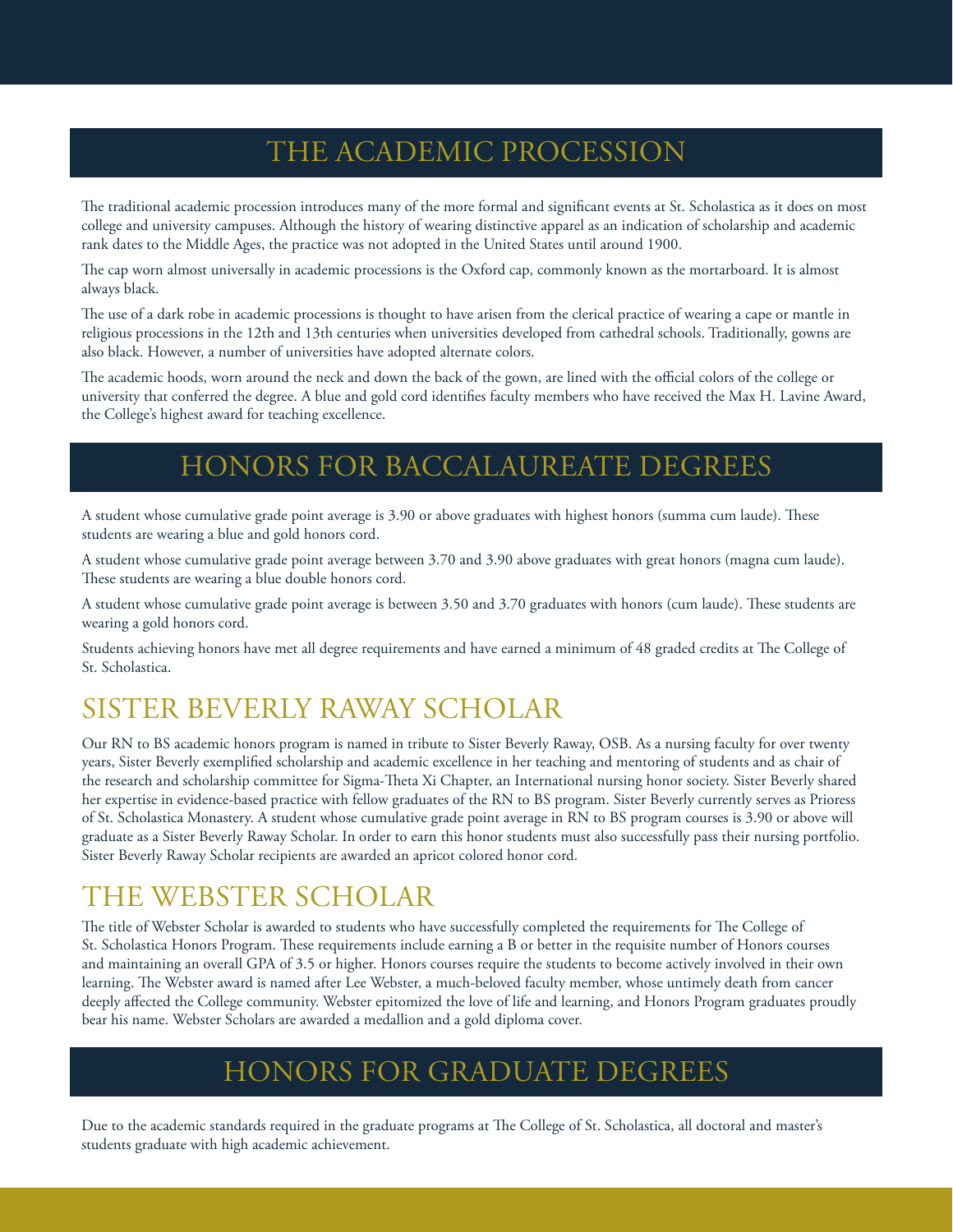# THE ACADEMIC PROCESSION

The traditional academic procession introduces many of the more formal and significant events at St. Scholastica as it does on most college and university campuses. Although the history of wearing distinctive apparel as an indication of scholarship and academic rank dates to the Middle Ages, the practice was not adopted in the United States until around 1900.

The cap worn almost universally in academic processions is the Oxford cap, commonly known as the mortarboard. It is almost always black.

The use of a dark robe in academic processions is thought to have arisen from the clerical practice of wearing a cape or mantle in religious processions in the 12th and 13th centuries when universities developed from cathedral schools. Traditionally, gowns are also black. However, a number of universities have adopted alternate colors.

The academic hoods, worn around the neck and down the back of the gown, are lined with the official colors of the college or university that conferred the degree. A blue and gold cord identifies faculty members who have received the Max H. Lavine Award, the College's highest award for teaching excellence.

# HONORS FOR BACCALAUREATE DEGREES

A student whose cumulative grade point average is 3.90 or above graduates with highest honors (summa cum laude). These students are wearing a blue and gold honors cord.

A student whose cumulative grade point average between 3.70 and 3.90 above graduates with great honors (magna cum laude). These students are wearing a blue double honors cord.

A student whose cumulative grade point average is between 3.50 and 3.70 graduates with honors (cum laude). These students are wearing a gold honors cord.

Students achieving honors have met all degree requirements and have earned a minimum of 48 graded credits at The College of St. Scholastica.

## SISTER BEVERLY RAWAY SCHOLAR

Our RN to BS academic honors program is named in tribute to Sister Beverly Raway, OSB. As a nursing faculty for over twenty years, Sister Beverly exemplified scholarship and academic excellence in her teaching and mentoring of students and as chair of the research and scholarship committee for Sigma-Theta Xi Chapter, an International nursing honor society. Sister Beverly shared her expertise in evidence-based practice with fellow graduates of the RN to BS program. Sister Beverly currently serves as Prioress of St. Scholastica Monastery. A student whose cumulative grade point average in RN to BS program courses is 3.90 or above will graduate as a Sister Beverly Raway Scholar. In order to earn this honor students must also successfully pass their nursing portfolio. Sister Beverly Raway Scholar recipients are awarded an apricot colored honor cord.

## THE WEBSTER SCHOLAR

The title of Webster Scholar is awarded to students who have successfully completed the requirements for The College of St. Scholastica Honors Program. These requirements include earning a B or better in the requisite number of Honors courses and maintaining an overall GPA of 3.5 or higher. Honors courses require the students to become actively involved in their own learning. The Webster award is named after Lee Webster, a much-beloved faculty member, whose untimely death from cancer deeply affected the College community. Webster epitomized the love of life and learning, and Honors Program graduates proudly bear his name. Webster Scholars are awarded a medallion and a gold diploma cover.

# HONORS FOR GRADUATE DEGREES

Due to the academic standards required in the graduate programs at The College of St. Scholastica, all doctoral and master's students graduate with high academic achievement.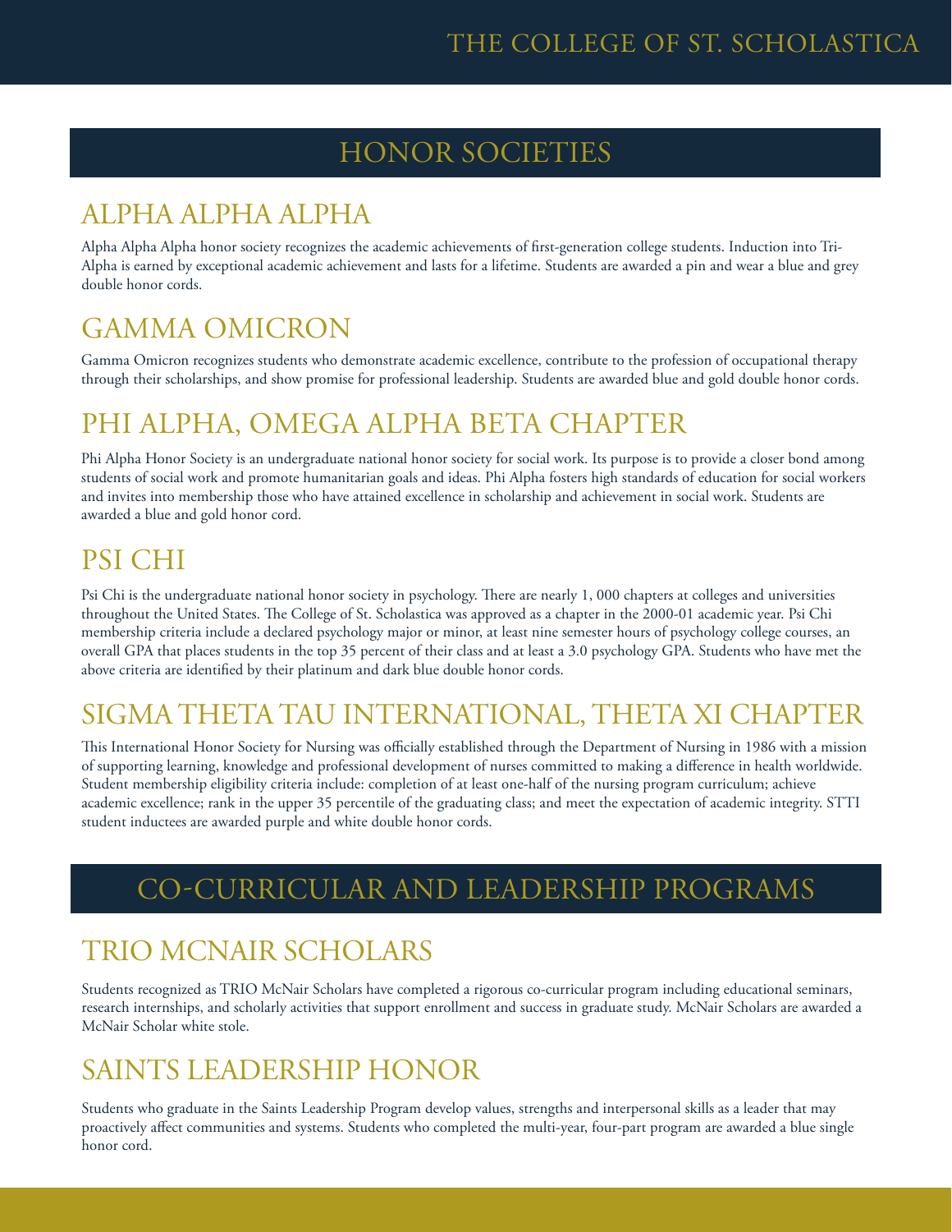# HONOR SOCIETIES

## ALPHA ALPHA ALPHA

Alpha Alpha Alpha honor society recognizes the academic achievements of first-generation college students. Induction into Tri-Alpha is earned by exceptional academic achievement and lasts for a lifetime. Students are awarded a pin and wear a blue and grey double honor cords.

## GAMMA OMICRON

Gamma Omicron recognizes students who demonstrate academic excellence, contribute to the profession of occupational therapy through their scholarships, and show promise for professional leadership. Students are awarded blue and gold double honor cords.

## PHI ALPHA, OMEGA ALPHA BETA CHAPTER

Phi Alpha Honor Society is an undergraduate national honor society for social work. Its purpose is to provide a closer bond among students of social work and promote humanitarian goals and ideas. Phi Alpha fosters high standards of education for social workers and invites into membership those who have attained excellence in scholarship and achievement in social work. Students are awarded a blue and gold honor cord.

## PSI CHI

Psi Chi is the undergraduate national honor society in psychology. There are nearly 1, 000 chapters at colleges and universities throughout the United States. The College of St. Scholastica was approved as a chapter in the 2000-01 academic year. Psi Chi membership criteria include a declared psychology major or minor, at least nine semester hours of psychology college courses, an overall GPA that places students in the top 35 percent of their class and at least a 3.0 psychology GPA. Students who have met the above criteria are identified by their platinum and dark blue double honor cords.

## SIGMA THETA TAU INTERNATIONAL, THETA XI CHAPTER

This International Honor Society for Nursing was officially established through the Department of Nursing in 1986 with a mission of supporting learning, knowledge and professional development of nurses committed to making a difference in health worldwide. Student membership eligibility criteria include: completion of at least one-half of the nursing program curriculum; achieve academic excellence; rank in the upper 35 percentile of the graduating class; and meet the expectation of academic integrity. STTI student inductees are awarded purple and white double honor cords.

# CO-CURRICULAR AND LEADERSHIP PROGRAMS

## TRIO MCNAIR SCHOLARS

Students recognized as TRIO McNair Scholars have completed a rigorous co-curricular program including educational seminars, research internships, and scholarly activities that support enrollment and success in graduate study. McNair Scholars are awarded a McNair Scholar white stole.

## SAINTS LEADERSHIP HONOR

Students who graduate in the Saints Leadership Program develop values, strengths and interpersonal skills as a leader that may proactively affect communities and systems. Students who completed the multi-year, four-part program are awarded a blue single honor cord.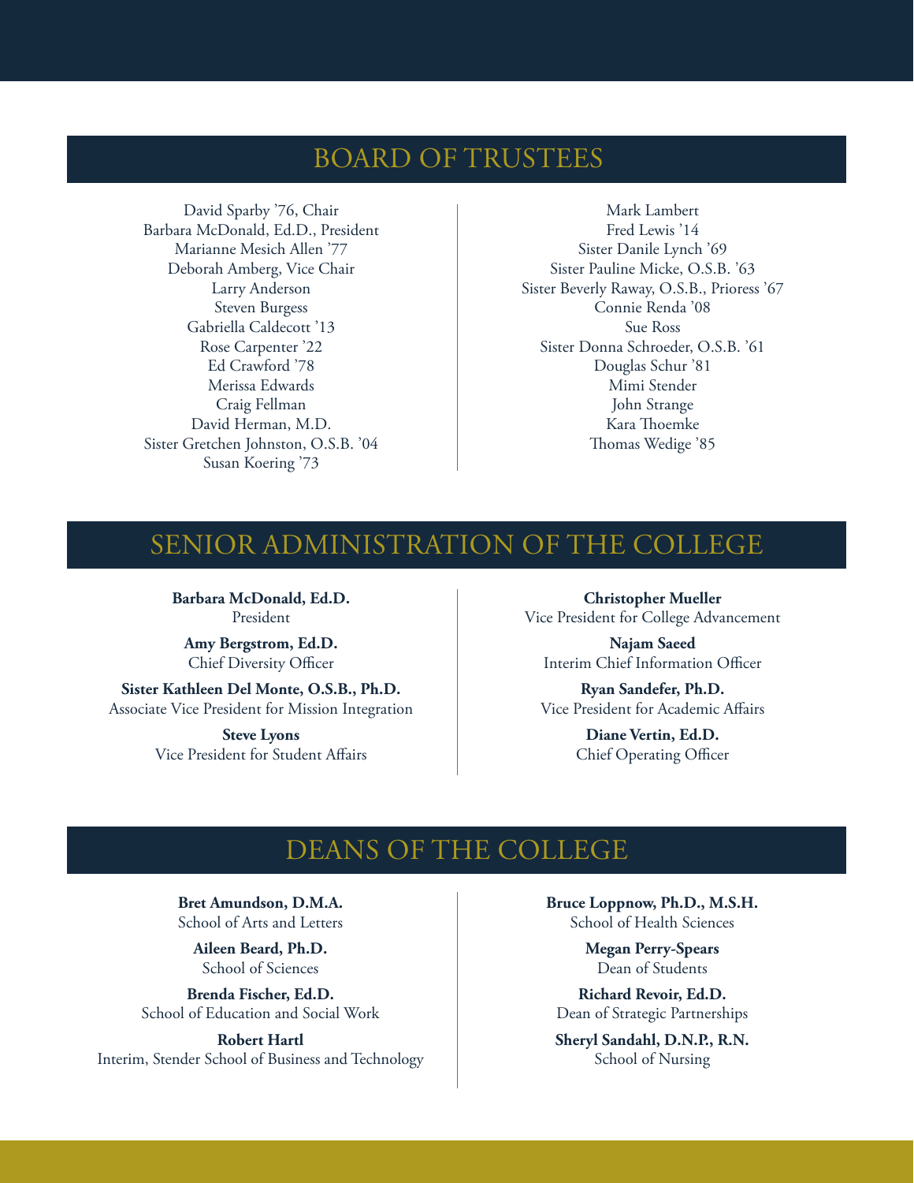## BOARD OF TRUSTEES

David Sparby '76, Chair
Barbara McDonald, Ed.D., President
Marianne Mesich Allen '77
Deborah Amberg, Vice Chair
Larry Anderson
Steven Burgess
Gabriella Caldecott '13
Rose Carpenter '22
Ed Crawford '78
Merissa Edwards
Craig Fellman
David Herman, M.D.
Sister Gretchen Johnston, O.S.B. '04
Susan Koering '73
Mark Lambert
Fred Lewis '14
Sister Danile Lynch '69
Sister Pauline Micke, O.S.B. '63
Sister Beverly Raway, O.S.B., Prioress '67
Connie Renda '08
Sue Ross
Sister Donna Schroeder, O.S.B. '61
Douglas Schur '81
Mimi Stender
John Strange
Kara Thoemke
Thomas Wedige '85

## SENIOR ADMINISTRATION OF THE COLLEGE

**Barbara McDonald, Ed.D.**
President

**Amy Bergstrom, Ed.D.**
Chief Diversity Officer

**Sister Kathleen Del Monte, O.S.B., Ph.D.**
Associate Vice President for Mission Integration

**Steve Lyons**
Vice President for Student Affairs

**Christopher Mueller**
Vice President for College Advancement

**Najam Saeed**
Interim Chief Information Officer

**Ryan Sandefer, Ph.D.**
Vice President for Academic Affairs

**Diane Vertin, Ed.D.**
Chief Operating Officer

## DEANS OF THE COLLEGE

**Bret Amundson, D.M.A.**
School of Arts and Letters

**Aileen Beard, Ph.D.**
School of Sciences

**Brenda Fischer, Ed.D.**
School of Education and Social Work

**Robert Hartl**
Interim, Stender School of Business and Technology

**Bruce Loppnow, Ph.D., M.S.H.**
School of Health Sciences

**Megan Perry-Spears**
Dean of Students

**Richard Revoir, Ed.D.**
Dean of Strategic Partnerships

**Sheryl Sandahl, D.N.P., R.N.**
School of Nursing